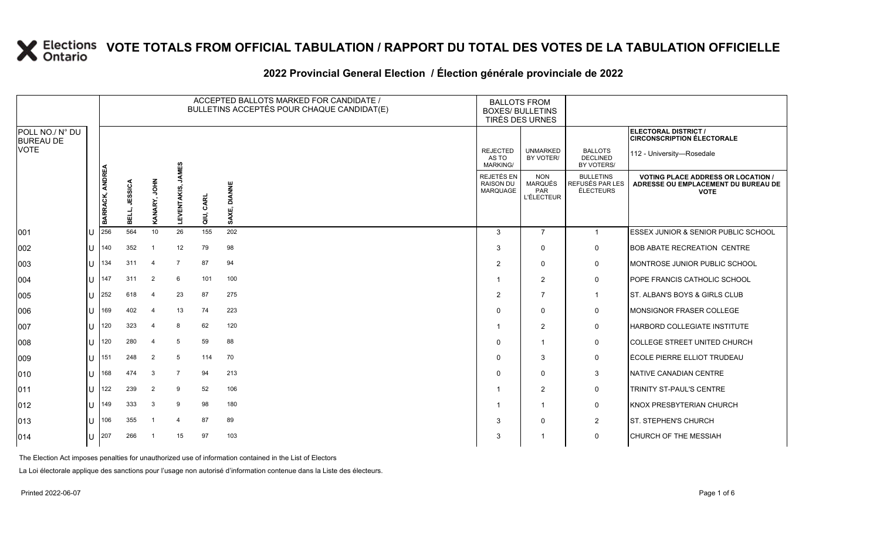# VOTE TOTALS FROM OFFICIAL TABULATION / RAPPORT DU TOTAL DES VOTES DE LA TABULATION OFFICIELLE

## 2022 Provincial General Election / Élection générale provinciale de 2022

| POLL NO./ N° DU BUREAU DE VOTE | | ACCEPTED BALLOTS MARKED FOR CANDIDATE / BULLETINS ACCEPTÉS POUR CHAQUE CANDIDAT(E) | | | | | | BALLOTS FROM BOXES/ BULLETINS TIRÉS DES URNES | | | ELECTORAL DISTRICT / CIRCONSCRIPTION ÉLECTORALE 112 - University—Rosedale |
|---|---|---|---|---|---|---|---|---|---|---|---|
| | | BARRACK, ANDREA | BELL, JESSICA | KANARY, JOHN | LEVENTAKIS, JAMES | QIU, CARL | SAXE, DIANNE | REJECTED AS TO MARKING/ REJETÉS EN RAISON DU MARQUAGE | UNMARKED BY VOTER/ NON MARQUÉS PAR L'ÉLECTEUR | BALLOTS DECLINED BY VOTERS/ BULLETINS REFUSÉS PAR LES ÉLECTEURS | VOTING PLACE ADDRESS OR LOCATION / ADRESSE OU EMPLACEMENT DU BUREAU DE VOTE |
| 001 | U | 256 | 564 | 10 | 26 | 155 | 202 | 3 | 7 | 1 | ESSEX JUNIOR & SENIOR PUBLIC SCHOOL |
| 002 | U | 140 | 352 | 1 | 12 | 79 | 98 | 3 | 0 | 0 | BOB ABATE RECREATION CENTRE |
| 003 | U | 134 | 311 | 4 | 7 | 87 | 94 | 2 | 0 | 0 | MONTROSE JUNIOR PUBLIC SCHOOL |
| 004 | U | 147 | 311 | 2 | 6 | 101 | 100 | 1 | 2 | 0 | POPE FRANCIS CATHOLIC SCHOOL |
| 005 | U | 252 | 618 | 4 | 23 | 87 | 275 | 2 | 7 | 1 | ST. ALBAN'S BOYS & GIRLS CLUB |
| 006 | U | 169 | 402 | 4 | 13 | 74 | 223 | 0 | 0 | 0 | MONSIGNOR FRASER COLLEGE |
| 007 | U | 120 | 323 | 4 | 8 | 62 | 120 | 1 | 2 | 0 | HARBORD COLLEGIATE INSTITUTE |
| 008 | U | 120 | 280 | 4 | 5 | 59 | 88 | 0 | 1 | 0 | COLLEGE STREET UNITED CHURCH |
| 009 | U | 151 | 248 | 2 | 5 | 114 | 70 | 0 | 3 | 0 | ÉCOLE PIERRE ELLIOT TRUDEAU |
| 010 | U | 168 | 474 | 3 | 7 | 94 | 213 | 0 | 0 | 3 | NATIVE CANADIAN CENTRE |
| 011 | U | 122 | 239 | 2 | 9 | 52 | 106 | 1 | 2 | 0 | TRINITY ST-PAUL'S CENTRE |
| 012 | U | 149 | 333 | 3 | 9 | 98 | 180 | 1 | 1 | 0 | KNOX PRESBYTERIAN CHURCH |
| 013 | U | 106 | 355 | 1 | 4 | 87 | 89 | 3 | 0 | 2 | ST. STEPHEN'S CHURCH |
| 014 | U | 207 | 266 | 1 | 15 | 97 | 103 | 3 | 1 | 0 | CHURCH OF THE MESSIAH |

The Election Act imposes penalties for unauthorized use of information contained in the List of Electors

La Loi électorale applique des sanctions pour l'usage non autorisé d'information contenue dans la Liste des électeurs.

Printed 2022-06-07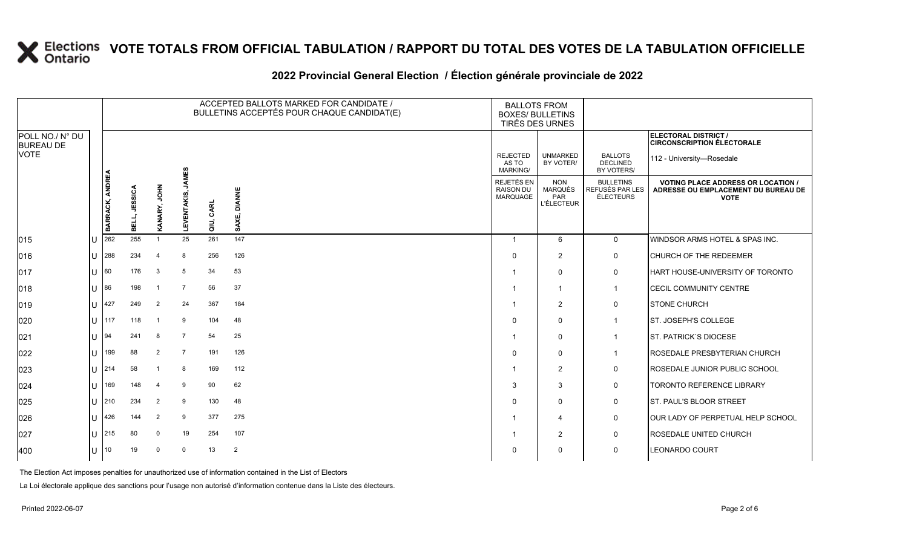# VOTE TOTALS FROM OFFICIAL TABULATION / RAPPORT DU TOTAL DES VOTES DE LA TABULATION OFFICIELLE

## 2022 Provincial General Election / Élection générale provinciale de 2022

| POLL NO./ N° DU BUREAU DE VOTE | | ACCEPTED BALLOTS MARKED FOR CANDIDATE / BULLETINS ACCEPTÉS POUR CHAQUE CANDIDAT(E) | | | | | | BALLOTS FROM BOXES/ BULLETINS TIRÉS DES URNES | | | ELECTORAL DISTRICT / CIRCONSCRIPTION ÉLECTORALE 112 - University—Rosedale |
|---|---|---|---|---|---|---|---|---|---|---|---|
| | | BARRACK, ANDREA | BELL, JESSICA | KANARY, JOHN | LEVENTAKIS, JAMES | QIU, CARL | SAXE, DIANNE | REJECTED AS TO MARKING/ REJETÉS EN RAISON DU MARQUAGE | UNMARKED BY VOTER/ NON MARQUÉS PAR L'ÉLECTEUR | BALLOTS DECLINED BY VOTERS/ BULLETINS REFUSÉS PAR LES ÉLECTEURS | VOTING PLACE ADDRESS OR LOCATION / ADRESSE OU EMPLACEMENT DU BUREAU DE VOTE |
| 015 | U | 262 | 255 | 1 | 25 | 261 | 147 | 1 | 6 | 0 | WINDSOR ARMS HOTEL & SPAS INC. |
| 016 | U | 288 | 234 | 4 | 8 | 256 | 126 | 0 | 2 | 0 | CHURCH OF THE REDEEMER |
| 017 | U | 60 | 176 | 3 | 5 | 34 | 53 | 1 | 0 | 0 | HART HOUSE-UNIVERSITY OF TORONTO |
| 018 | U | 86 | 198 | 1 | 7 | 56 | 37 | 1 | 1 | 1 | CECIL COMMUNITY CENTRE |
| 019 | U | 427 | 249 | 2 | 24 | 367 | 184 | 1 | 2 | 0 | STONE CHURCH |
| 020 | U | 117 | 118 | 1 | 9 | 104 | 48 | 0 | 0 | 1 | ST. JOSEPH'S COLLEGE |
| 021 | U | 94 | 241 | 8 | 7 | 54 | 25 | 1 | 0 | 1 | ST. PATRICK`S DIOCESE |
| 022 | U | 199 | 88 | 2 | 7 | 191 | 126 | 0 | 0 | 1 | ROSEDALE PRESBYTERIAN CHURCH |
| 023 | U | 214 | 58 | 1 | 8 | 169 | 112 | 1 | 2 | 0 | ROSEDALE JUNIOR PUBLIC SCHOOL |
| 024 | U | 169 | 148 | 4 | 9 | 90 | 62 | 3 | 3 | 0 | TORONTO REFERENCE LIBRARY |
| 025 | U | 210 | 234 | 2 | 9 | 130 | 48 | 0 | 0 | 0 | ST. PAUL'S BLOOR STREET |
| 026 | U | 426 | 144 | 2 | 9 | 377 | 275 | 1 | 4 | 0 | OUR LADY OF PERPETUAL HELP SCHOOL |
| 027 | U | 215 | 80 | 0 | 19 | 254 | 107 | 1 | 2 | 0 | ROSEDALE UNITED CHURCH |
| 400 | U | 10 | 19 | 0 | 0 | 13 | 2 | 0 | 0 | 0 | LEONARDO COURT |

The Election Act imposes penalties for unauthorized use of information contained in the List of Electors

La Loi électorale applique des sanctions pour l'usage non autorisé d'information contenue dans la Liste des électeurs.

Printed 2022-06-07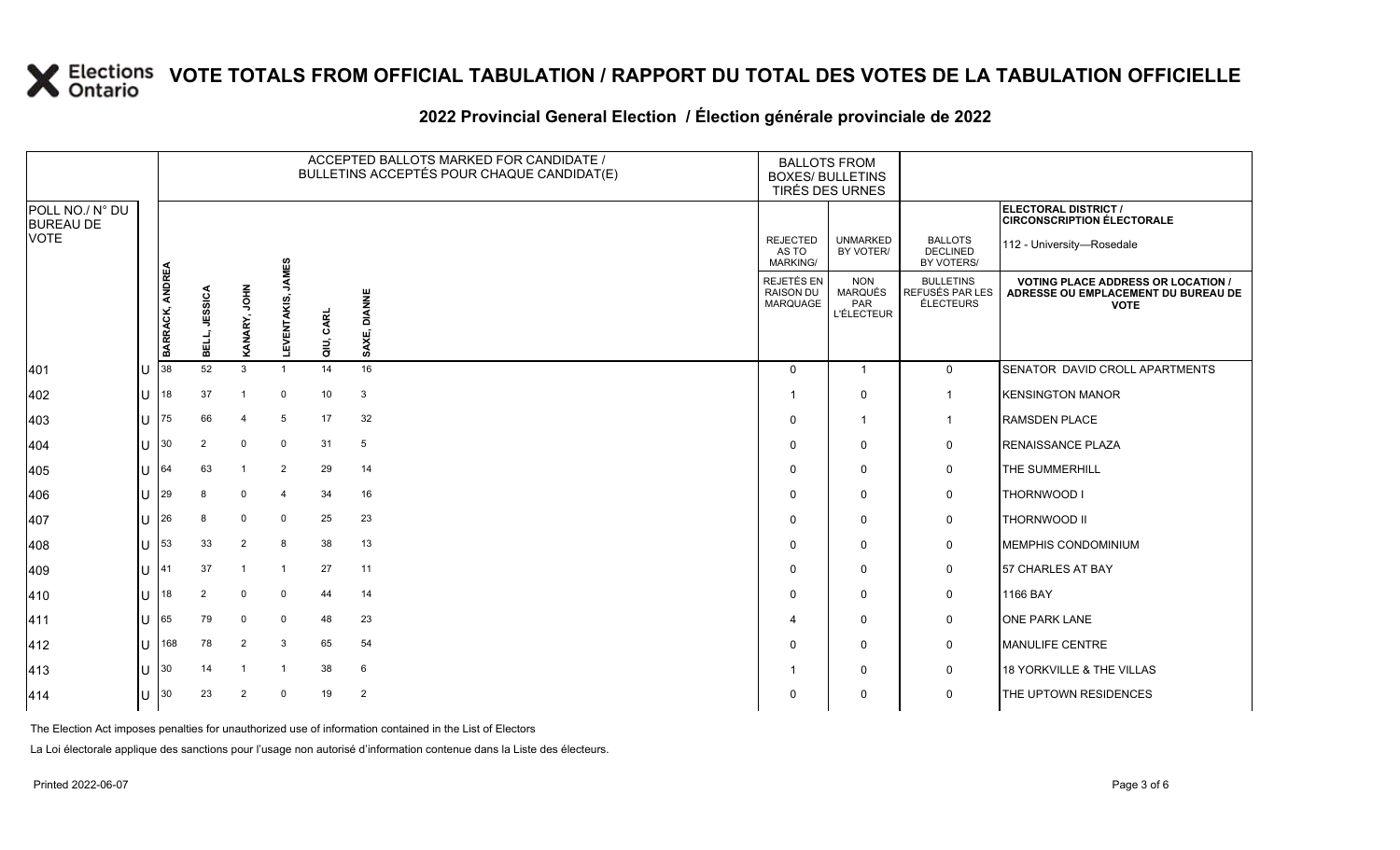# VOTE TOTALS FROM OFFICIAL TABULATION / RAPPORT DU TOTAL DES VOTES DE LA TABULATION OFFICIELLE

## 2022 Provincial General Election / Élection générale provinciale de 2022

| POLL NO./ N° DU BUREAU DE VOTE | | ACCEPTED BALLOTS MARKED FOR CANDIDATE / BULLETINS ACCEPTÉS POUR CHAQUE CANDIDAT(E) | | | | | | BALLOTS FROM BOXES/ BULLETINS TIRÉS DES URNES | | | ELECTORAL DISTRICT / CIRCONSCRIPTION ÉLECTORALE 112 - University—Rosedale |
|---|---|---|---|---|---|---|---|---|---|---|---|
| | | BARRACK, ANDREA | BELL, JESSICA | KANARY, JOHN | LEVENTAKIS, JAMES | QIU, CARL | SAXE, DIANNE | REJECTED AS TO MARKING/ REJETÉS EN RAISON DU MARQUAGE | UNMARKED BY VOTER/ NON MARQUÉS PAR L'ÉLECTEUR | BALLOTS DECLINED BY VOTERS/ BULLETINS REFUSÉS PAR LES ÉLECTEURS | VOTING PLACE ADDRESS OR LOCATION / ADRESSE OU EMPLACEMENT DU BUREAU DE VOTE |
| 401 | U | 38 | 52 | 3 | 1 | 14 | 16 | 0 | 1 | 0 | SENATOR DAVID CROLL APARTMENTS |
| 402 | U | 18 | 37 | 1 | 0 | 10 | 3 | 1 | 0 | 1 | KENSINGTON MANOR |
| 403 | U | 75 | 66 | 4 | 5 | 17 | 32 | 0 | 1 | 1 | RAMSDEN PLACE |
| 404 | U | 30 | 2 | 0 | 0 | 31 | 5 | 0 | 0 | 0 | RENAISSANCE PLAZA |
| 405 | U | 64 | 63 | 1 | 2 | 29 | 14 | 0 | 0 | 0 | THE SUMMERHILL |
| 406 | U | 29 | 8 | 0 | 4 | 34 | 16 | 0 | 0 | 0 | THORNWOOD I |
| 407 | U | 26 | 8 | 0 | 0 | 25 | 23 | 0 | 0 | 0 | THORNWOOD II |
| 408 | U | 53 | 33 | 2 | 8 | 38 | 13 | 0 | 0 | 0 | MEMPHIS CONDOMINIUM |
| 409 | U | 41 | 37 | 1 | 1 | 27 | 11 | 0 | 0 | 0 | 57 CHARLES AT BAY |
| 410 | U | 18 | 2 | 0 | 0 | 44 | 14 | 0 | 0 | 0 | 1166 BAY |
| 411 | U | 65 | 79 | 0 | 0 | 48 | 23 | 4 | 0 | 0 | ONE PARK LANE |
| 412 | U | 168 | 78 | 2 | 3 | 65 | 54 | 0 | 0 | 0 | MANULIFE CENTRE |
| 413 | U | 30 | 14 | 1 | 1 | 38 | 6 | 1 | 0 | 0 | 18 YORKVILLE & THE VILLAS |
| 414 | U | 30 | 23 | 2 | 0 | 19 | 2 | 0 | 0 | 0 | THE UPTOWN RESIDENCES |

The Election Act imposes penalties for unauthorized use of information contained in the List of Electors

La Loi électorale applique des sanctions pour l'usage non autorisé d'information contenue dans la Liste des électeurs.

Printed 2022-06-07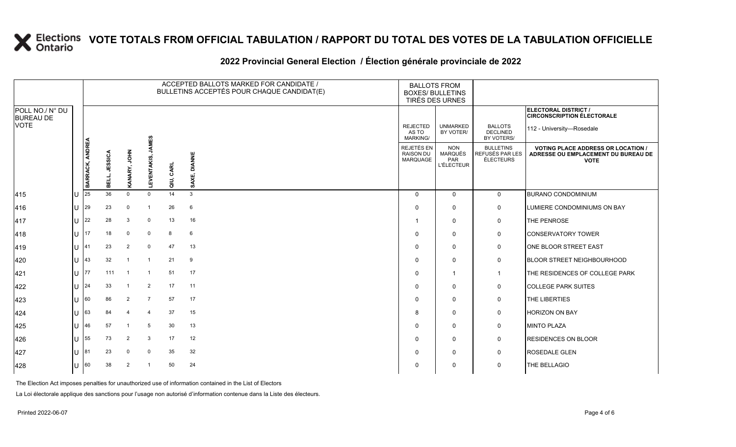# VOTE TOTALS FROM OFFICIAL TABULATION / RAPPORT DU TOTAL DES VOTES DE LA TABULATION OFFICIELLE

## 2022 Provincial General Election / Élection générale provinciale de 2022

ELECTORAL DISTRICT / CIRCONSCRIPTION ÉLECTORALE: 112 - University—Rosedale

| POLL NO./ N° DU BUREAU DE VOTE | | ACCEPTED BALLOTS MARKED FOR CANDIDATE / BULLETINS ACCEPTÉS POUR CHAQUE CANDIDAT(E) | | | | | | BALLOTS FROM BOXES/ BULLETINS TIRÉS DES URNES | | | |
|---|---|---|---|---|---|---|---|---|---|---|---|
| | | BARRACK, ANDREA | BELL, JESSICA | KANARY, JOHN | LEVENTAKIS, JAMES | QIU, CARL | SAXE, DIANNE | REJECTED AS TO MARKING/ REJETÉS EN RAISON DU MARQUAGE | UNMARKED BY VOTER/ NON MARQUÉS PAR L'ÉLECTEUR | BALLOTS DECLINED BY VOTERS/ BULLETINS REFUSÉS PAR LES ÉLECTEURS | VOTING PLACE ADDRESS OR LOCATION / ADRESSE OU EMPLACEMENT DU BUREAU DE VOTE |
| 415 | U | 25 | 36 | 0 | 0 | 14 | 3 | 0 | 0 | 0 | BURANO CONDOMINIUM |
| 416 | U | 29 | 23 | 0 | 1 | 26 | 6 | 0 | 0 | 0 | LUMIERE CONDOMINIUMS ON BAY |
| 417 | U | 22 | 28 | 3 | 0 | 13 | 16 | 1 | 0 | 0 | THE PENROSE |
| 418 | U | 17 | 18 | 0 | 0 | 8 | 6 | 0 | 0 | 0 | CONSERVATORY TOWER |
| 419 | U | 41 | 23 | 2 | 0 | 47 | 13 | 0 | 0 | 0 | ONE BLOOR STREET EAST |
| 420 | U | 43 | 32 | 1 | 1 | 21 | 9 | 0 | 0 | 0 | BLOOR STREET NEIGHBOURHOOD |
| 421 | U | 77 | 111 | 1 | 1 | 51 | 17 | 0 | 1 | 1 | THE RESIDENCES OF COLLEGE PARK |
| 422 | U | 24 | 33 | 1 | 2 | 17 | 11 | 0 | 0 | 0 | COLLEGE PARK SUITES |
| 423 | U | 60 | 86 | 2 | 7 | 57 | 17 | 0 | 0 | 0 | THE LIBERTIES |
| 424 | U | 63 | 84 | 4 | 4 | 37 | 15 | 8 | 0 | 0 | HORIZON ON BAY |
| 425 | U | 46 | 57 | 1 | 5 | 30 | 13 | 0 | 0 | 0 | MINTO PLAZA |
| 426 | U | 55 | 73 | 2 | 3 | 17 | 12 | 0 | 0 | 0 | RESIDENCES ON BLOOR |
| 427 | U | 81 | 23 | 0 | 0 | 35 | 32 | 0 | 0 | 0 | ROSEDALE GLEN |
| 428 | U | 60 | 38 | 2 | 1 | 50 | 24 | 0 | 0 | 0 | THE BELLAGIO |

The Election Act imposes penalties for unauthorized use of information contained in the List of Electors

La Loi électorale applique des sanctions pour l'usage non autorisé d'information contenue dans la Liste des électeurs.

Printed 2022-06-07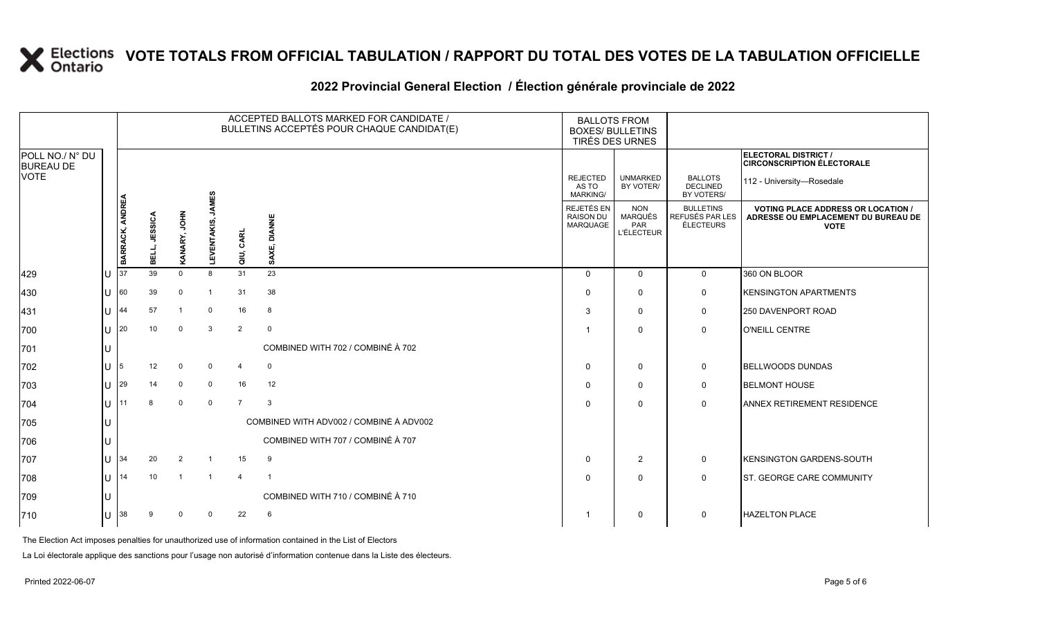# VOTE TOTALS FROM OFFICIAL TABULATION / RAPPORT DU TOTAL DES VOTES DE LA TABULATION OFFICIELLE

## 2022 Provincial General Election / Élection générale provinciale de 2022

ELECTORAL DISTRICT / CIRCONSCRIPTION ÉLECTORALE: 112 - University—Rosedale

| POLL NO./ N° DU BUREAU DE VOTE | | ACCEPTED BALLOTS MARKED FOR CANDIDATE / BULLETINS ACCEPTÉS POUR CHAQUE CANDIDAT(E) | | | | | | BALLOTS FROM BOXES/ BULLETINS TIRÉS DES URNES | | | |
|---|---|---|---|---|---|---|---|---|---|---|---|
| | | BARRACK, ANDREA | BELL, JESSICA | KANARY, JOHN | LEVENTAKIS, JAMES | QIU, CARL | SAXE, DIANNE | REJECTED AS TO MARKING/ REJETÉS EN RAISON DU MARQUAGE | UNMARKED BY VOTER/ NON MARQUÉS PAR L'ÉLECTEUR | BALLOTS DECLINED BY VOTERS/ BULLETINS REFUSÉS PAR LES ÉLECTEURS | VOTING PLACE ADDRESS OR LOCATION / ADRESSE OU EMPLACEMENT DU BUREAU DE VOTE |
| 429 | U | 37 | 39 | 0 | 8 | 31 | 23 | 0 | 0 | 0 | 360 ON BLOOR |
| 430 | U | 60 | 39 | 0 | 1 | 31 | 38 | 0 | 0 | 0 | KENSINGTON APARTMENTS |
| 431 | U | 44 | 57 | 1 | 0 | 16 | 8 | 3 | 0 | 0 | 250 DAVENPORT ROAD |
| 700 | U | 20 | 10 | 0 | 3 | 2 | 0 | 1 | 0 | 0 | O'NEILL CENTRE |
| 701 | U | COMBINED WITH 702 / COMBINÉ À 702 | | | | | | | | | |
| 702 | U | 5 | 12 | 0 | 0 | 4 | 0 | 0 | 0 | 0 | BELLWOODS DUNDAS |
| 703 | U | 29 | 14 | 0 | 0 | 16 | 12 | 0 | 0 | 0 | BELMONT HOUSE |
| 704 | U | 11 | 8 | 0 | 0 | 7 | 3 | 0 | 0 | 0 | ANNEX RETIREMENT RESIDENCE |
| 705 | U | COMBINED WITH ADV002 / COMBINÉ À ADV002 | | | | | | | | | |
| 706 | U | COMBINED WITH 707 / COMBINÉ À 707 | | | | | | | | | |
| 707 | U | 34 | 20 | 2 | 1 | 15 | 9 | 0 | 2 | 0 | KENSINGTON GARDENS-SOUTH |
| 708 | U | 14 | 10 | 1 | 1 | 4 | 1 | 0 | 0 | 0 | ST. GEORGE CARE COMMUNITY |
| 709 | U | COMBINED WITH 710 / COMBINÉ À 710 | | | | | | | | | |
| 710 | U | 38 | 9 | 0 | 0 | 22 | 6 | 1 | 0 | 0 | HAZELTON PLACE |

The Election Act imposes penalties for unauthorized use of information contained in the List of Electors

La Loi électorale applique des sanctions pour l'usage non autorisé d'information contenue dans la Liste des électeurs.

Printed 2022-06-07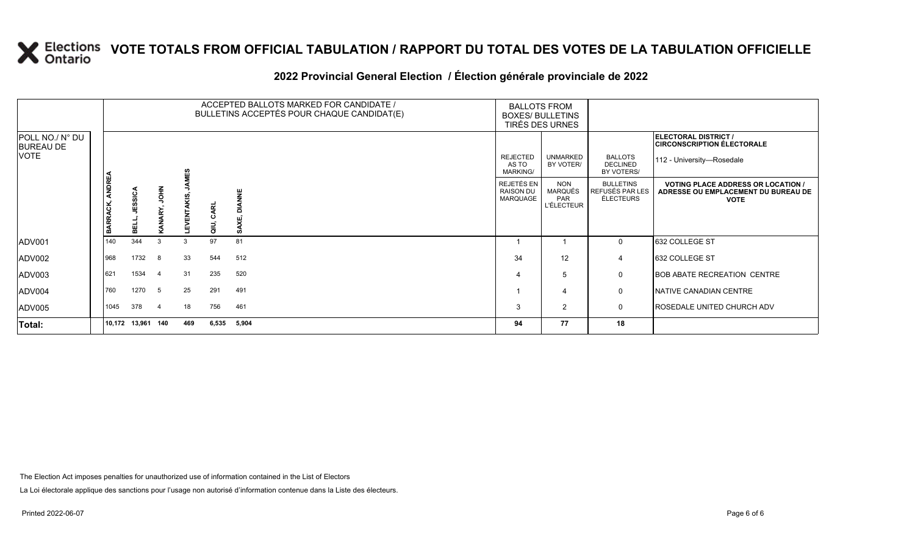# VOTE TOTALS FROM OFFICIAL TABULATION / RAPPORT DU TOTAL DES VOTES DE LA TABULATION OFFICIELLE

## 2022 Provincial General Election / Élection générale provinciale de 2022

| POLL NO./ N° DU BUREAU DE VOTE | ACCEPTED BALLOTS MARKED FOR CANDIDATE / BULLETINS ACCEPTÉS POUR CHAQUE CANDIDAT(E) | | | | | | BALLOTS FROM BOXES/ BULLETINS TIRÉS DES URNES | | | ELECTORAL DISTRICT / CIRCONSCRIPTION ÉLECTORALE 112 - University—Rosedale |
|---|---|---|---|---|---|---|---|---|---|---|
| | BARRACK, ANDREA | BELL, JESSICA | KANARY, JOHN | LEVENTAKIS, JAMES | QIU, CARL | SAXE, DIANNE | REJECTED AS TO MARKING/ REJETÉS EN RAISON DU MARQUAGE | UNMARKED BY VOTER/ NON MARQUÉS PAR L'ÉLECTEUR | BALLOTS DECLINED BY VOTERS/ BULLETINS REFUSÉS PAR LES ÉLECTEURS | VOTING PLACE ADDRESS OR LOCATION / ADRESSE OU EMPLACEMENT DU BUREAU DE VOTE |
| ADV001 | 140 | 344 | 3 | 3 | 97 | 81 | 1 | 1 | 0 | 632 COLLEGE ST |
| ADV002 | 968 | 1732 | 8 | 33 | 544 | 512 | 34 | 12 | 4 | 632 COLLEGE ST |
| ADV003 | 621 | 1534 | 4 | 31 | 235 | 520 | 4 | 5 | 0 | BOB ABATE RECREATION CENTRE |
| ADV004 | 760 | 1270 | 5 | 25 | 291 | 491 | 1 | 4 | 0 | NATIVE CANADIAN CENTRE |
| ADV005 | 1045 | 378 | 4 | 18 | 756 | 461 | 3 | 2 | 0 | ROSEDALE UNITED CHURCH ADV |
| **Total:** | **10,172** | **13,961** | **140** | **469** | **6,535** | **5,904** | **94** | **77** | **18** | |

The Election Act imposes penalties for unauthorized use of information contained in the List of Electors

La Loi électorale applique des sanctions pour l'usage non autorisé d'information contenue dans la Liste des électeurs.

Printed 2022-06-07